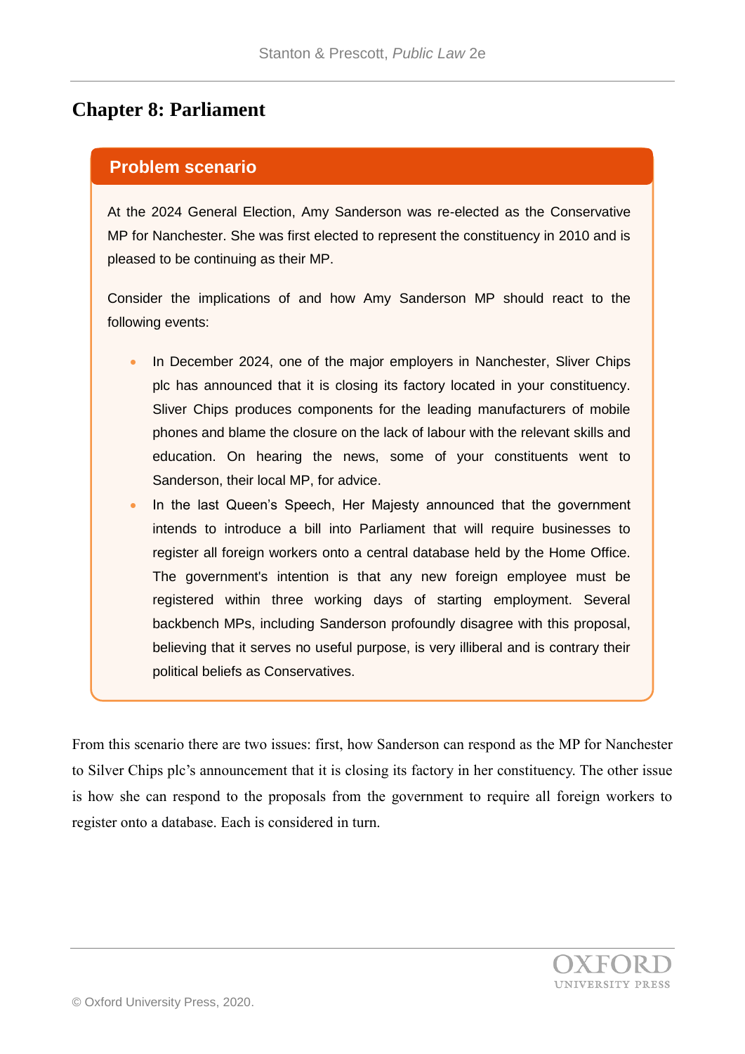# Chapter 8: Parliament

## Problem scenario

At the 2024 General Election, Amy Sanderson was re-elected as the Conservative MP for Nanchester. She was first elected to represent the constituency in 2010 and is pleased to be continuing as their MP.

Consider the implications of and how Amy Sanderson MP should react to the following events:

- In December 2024, one of the major employers in Nanchester, Sliver Chips plc has announced that it is closing its factory located in your constituency. Sliver Chips produces components for the leading manufacturers of mobile phones and blame the closure on the lack of labour with the relevant skills and education. On hearing the news, some of your constituents went to Sanderson, their local MP, for advice.
- In the last Queen's Speech, Her Majesty announced that the government intends to introduce a bill into Parliament that will require businesses to register all foreign workers onto a central database held by the Home Office. The government's intention is that any new foreign employee must be registered within three working days of starting employment. Several backbench MPs, including Sanderson profoundly disagree with this proposal, believing that it serves no useful purpose, is very illiberal and is contrary their political beliefs as Conservatives.

From this scenario there are two issues: first, how Sanderson can respond as the MP for Nanchester to Silver Chips plc's announcement that it is closing its factory in her constituency. The other issue is how she can respond to the proposals from the government to require all foreign workers to register onto a database. Each is considered in turn.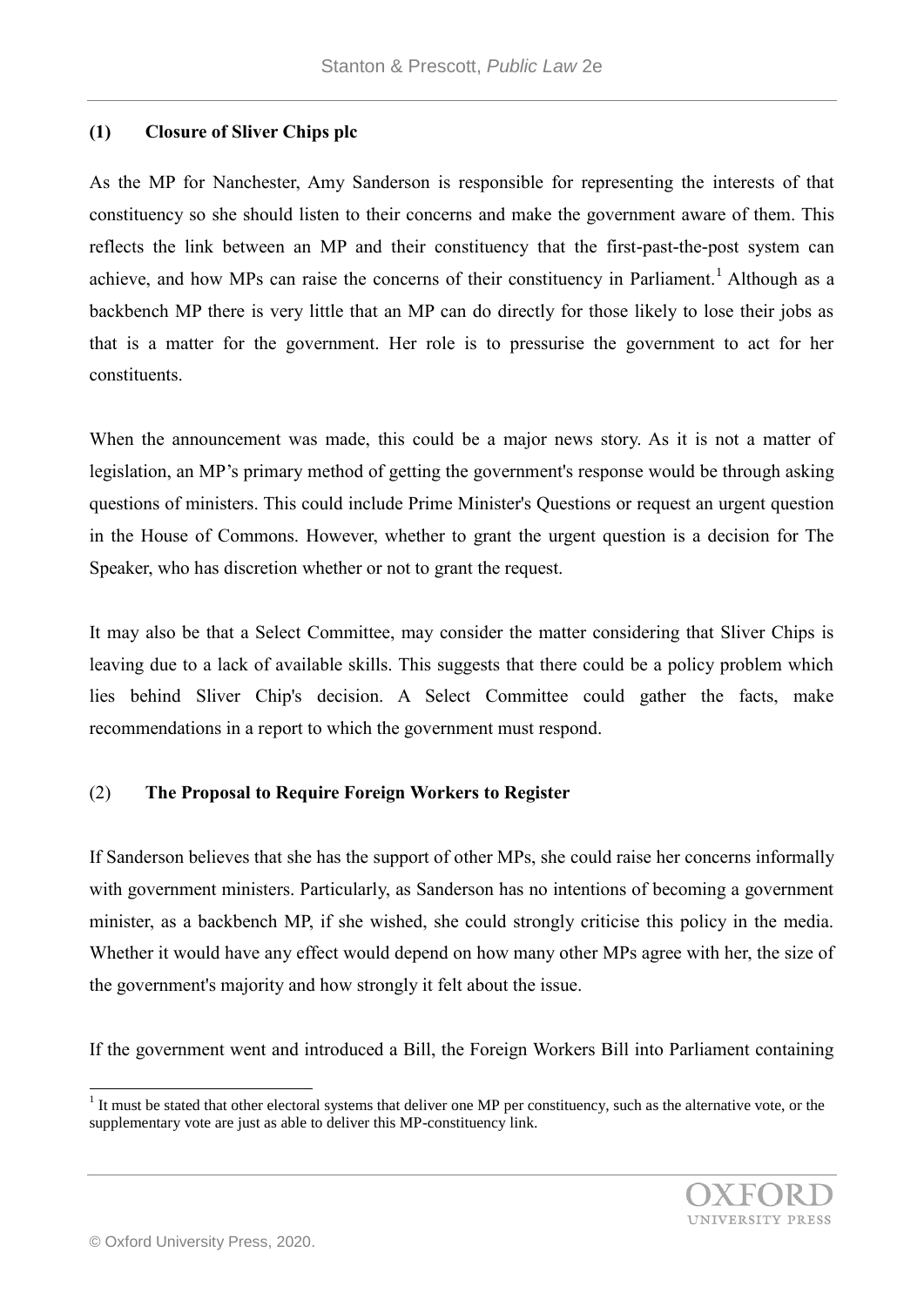### (1) Closure of Sliver Chips plc

As the MP for Nanchester, Amy Sanderson is responsible for representing the interests of that constituency so she should listen to their concerns and make the government aware of them. This reflects the link between an MP and their constituency that the first-past-the-post system can achieve, and how MPs can raise the concerns of their constituency in Parliament.[1] Although as a backbench MP there is very little that an MP can do directly for those likely to lose their jobs as that is a matter for the government. Her role is to pressurise the government to act for her constituents.

When the announcement was made, this could be a major news story. As it is not a matter of legislation, an MP's primary method of getting the government's response would be through asking questions of ministers. This could include Prime Minister's Questions or request an urgent question in the House of Commons. However, whether to grant the urgent question is a decision for The Speaker, who has discretion whether or not to grant the request.

It may also be that a Select Committee, may consider the matter considering that Sliver Chips is leaving due to a lack of available skills. This suggests that there could be a policy problem which lies behind Sliver Chip's decision. A Select Committee could gather the facts, make recommendations in a report to which the government must respond.

### (2) The Proposal to Require Foreign Workers to Register

If Sanderson believes that she has the support of other MPs, she could raise her concerns informally with government ministers. Particularly, as Sanderson has no intentions of becoming a government minister, as a backbench MP, if she wished, she could strongly criticise this policy in the media. Whether it would have any effect would depend on how many other MPs agree with her, the size of the government's majority and how strongly it felt about the issue.

If the government went and introduced a Bill, the Foreign Workers Bill into Parliament containing

[1] It must be stated that other electoral systems that deliver one MP per constituency, such as the alternative vote, or the supplementary vote are just as able to deliver this MP-constituency link.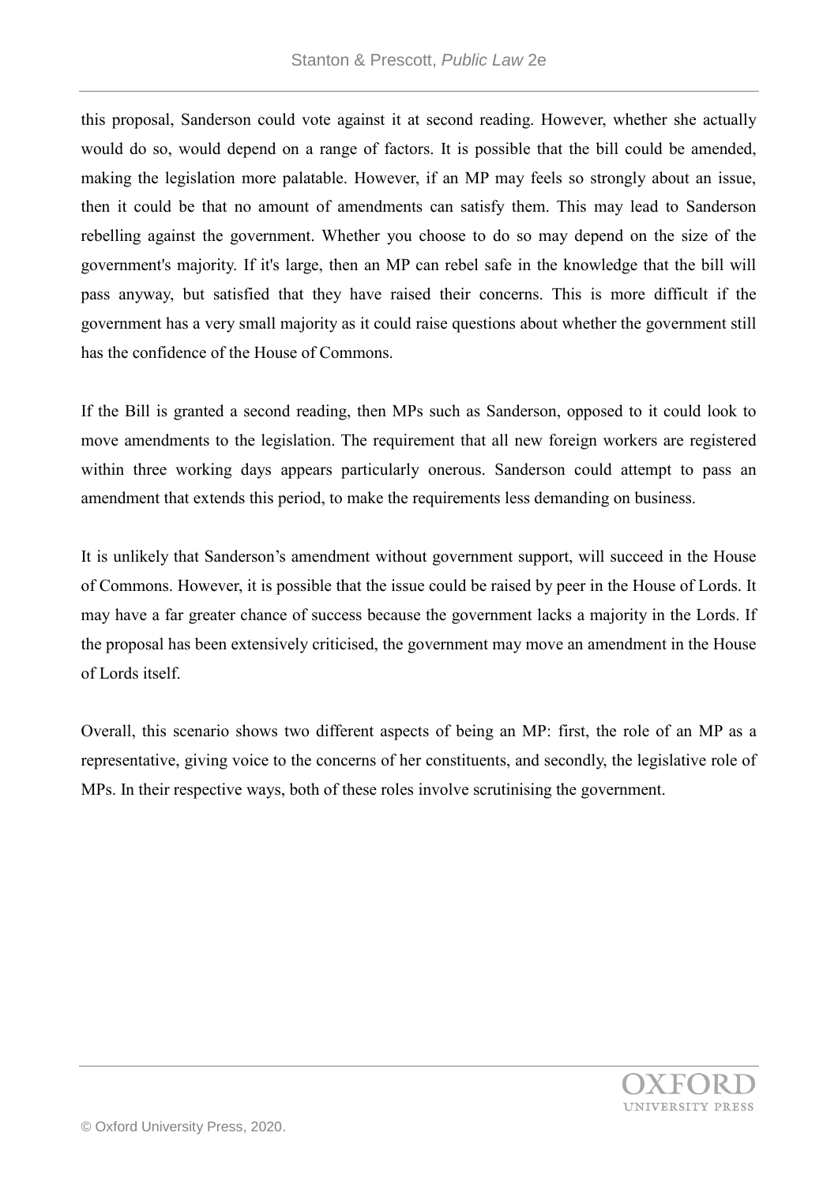this proposal, Sanderson could vote against it at second reading. However, whether she actually would do so, would depend on a range of factors. It is possible that the bill could be amended, making the legislation more palatable. However, if an MP may feels so strongly about an issue, then it could be that no amount of amendments can satisfy them. This may lead to Sanderson rebelling against the government. Whether you choose to do so may depend on the size of the government's majority. If it's large, then an MP can rebel safe in the knowledge that the bill will pass anyway, but satisfied that they have raised their concerns. This is more difficult if the government has a very small majority as it could raise questions about whether the government still has the confidence of the House of Commons.

If the Bill is granted a second reading, then MPs such as Sanderson, opposed to it could look to move amendments to the legislation. The requirement that all new foreign workers are registered within three working days appears particularly onerous. Sanderson could attempt to pass an amendment that extends this period, to make the requirements less demanding on business.

It is unlikely that Sanderson's amendment without government support, will succeed in the House of Commons. However, it is possible that the issue could be raised by peer in the House of Lords. It may have a far greater chance of success because the government lacks a majority in the Lords. If the proposal has been extensively criticised, the government may move an amendment in the House of Lords itself.

Overall, this scenario shows two different aspects of being an MP: first, the role of an MP as a representative, giving voice to the concerns of her constituents, and secondly, the legislative role of MPs. In their respective ways, both of these roles involve scrutinising the government.